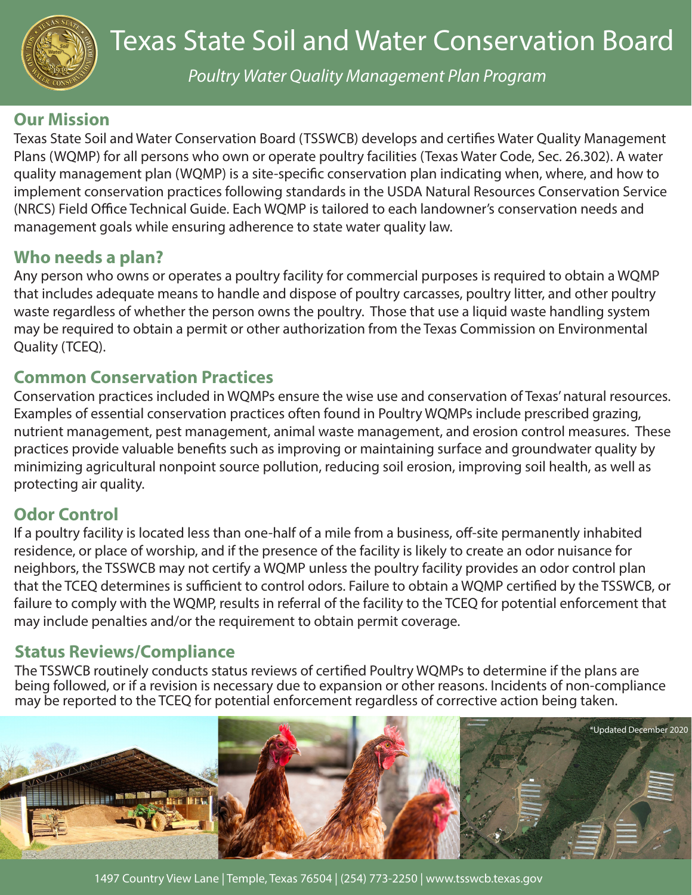# Texas State Soil and Water Conservation Board

*Poultry Water Quality Management Plan Program*

## Our Mission

Texas State Soil and Water Conservation Board (TSSWCB) develops and certifies Water Quality Management Plans (WQMP) for all persons who own or operate poultry facilities (Texas Water Code, Sec. 26.302). A water quality management plan (WQMP) is a site-specific conservation plan indicating when, where, and how to implement conservation practices following standards in the USDA Natural Resources Conservation Service (NRCS) Field Office Technical Guide. Each WQMP is tailored to each landowner's conservation needs and management goals while ensuring adherence to state water quality law.

## Who needs a plan?

Any person who owns or operates a poultry facility for commercial purposes is required to obtain a WQMP that includes adequate means to handle and dispose of poultry carcasses, poultry litter, and other poultry waste regardless of whether the person owns the poultry. Those that use a liquid waste handling system may be required to obtain a permit or other authorization from the Texas Commission on Environmental Quality (TCEQ).

## Common Conservation Practices

Conservation practices included in WQMPs ensure the wise use and conservation of Texas' natural resources. Examples of essential conservation practices often found in Poultry WQMPs include prescribed grazing, nutrient management, pest management, animal waste management, and erosion control measures. These practices provide valuable benefits such as improving or maintaining surface and groundwater quality by minimizing agricultural nonpoint source pollution, reducing soil erosion, improving soil health, as well as protecting air quality.

## Odor Control

If a poultry facility is located less than one-half of a mile from a business, off-site permanently inhabited residence, or place of worship, and if the presence of the facility is likely to create an odor nuisance for neighbors, the TSSWCB may not certify a WQMP unless the poultry facility provides an odor control plan that the TCEQ determines is sufficient to control odors. Failure to obtain a WQMP certified by the TSSWCB, or failure to comply with the WQMP, results in referral of the facility to the TCEQ for potential enforcement that may include penalties and/or the requirement to obtain permit coverage.

## Status Reviews/Compliance

The TSSWCB routinely conducts status reviews of certified Poultry WQMPs to determine if the plans are being followed, or if a revision is necessary due to expansion or other reasons. Incidents of non-compliance may be reported to the TCEQ for potential enforcement regardless of corrective action being taken.

*Updated December 2020

1497 Country View Lane | Temple, Texas 76504 | (254) 773-2250 | www.tsswcb.texas.gov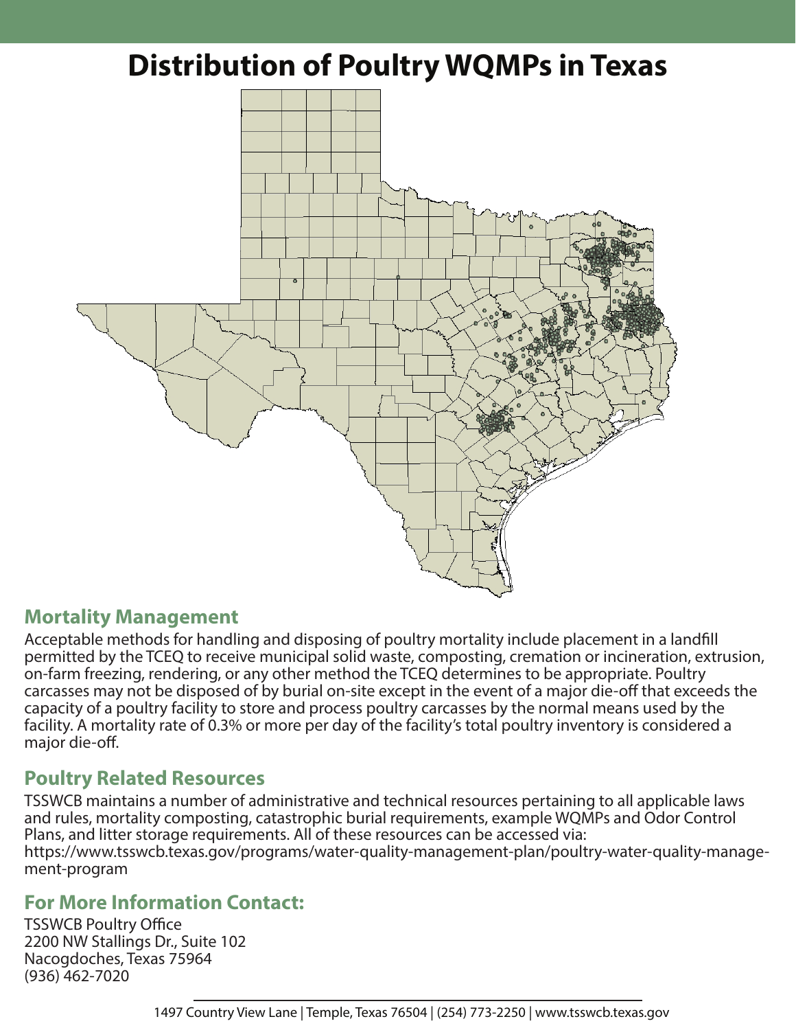# Distribution of Poultry WQMPs in Texas

## Mortality Management

Acceptable methods for handling and disposing of poultry mortality include placement in a landfill permitted by the TCEQ to receive municipal solid waste, composting, cremation or incineration, extrusion, on-farm freezing, rendering, or any other method the TCEQ determines to be appropriate. Poultry carcasses may not be disposed of by burial on-site except in the event of a major die-off that exceeds the capacity of a poultry facility to store and process poultry carcasses by the normal means used by the facility. A mortality rate of 0.3% or more per day of the facility's total poultry inventory is considered a major die-off.

## Poultry Related Resources

TSSWCB maintains a number of administrative and technical resources pertaining to all applicable laws and rules, mortality composting, catastrophic burial requirements, example WQMPs and Odor Control Plans, and litter storage requirements. All of these resources can be accessed via: https://www.tsswcb.texas.gov/programs/water-quality-management-plan/poultry-water-quality-management-program

## For More Information Contact:

TSSWCB Poultry Office
2200 NW Stallings Dr., Suite 102
Nacogdoches, Texas 75964
(936) 462-7020

1497 Country View Lane | Temple, Texas 76504 | (254) 773-2250 | www.tsswcb.texas.gov